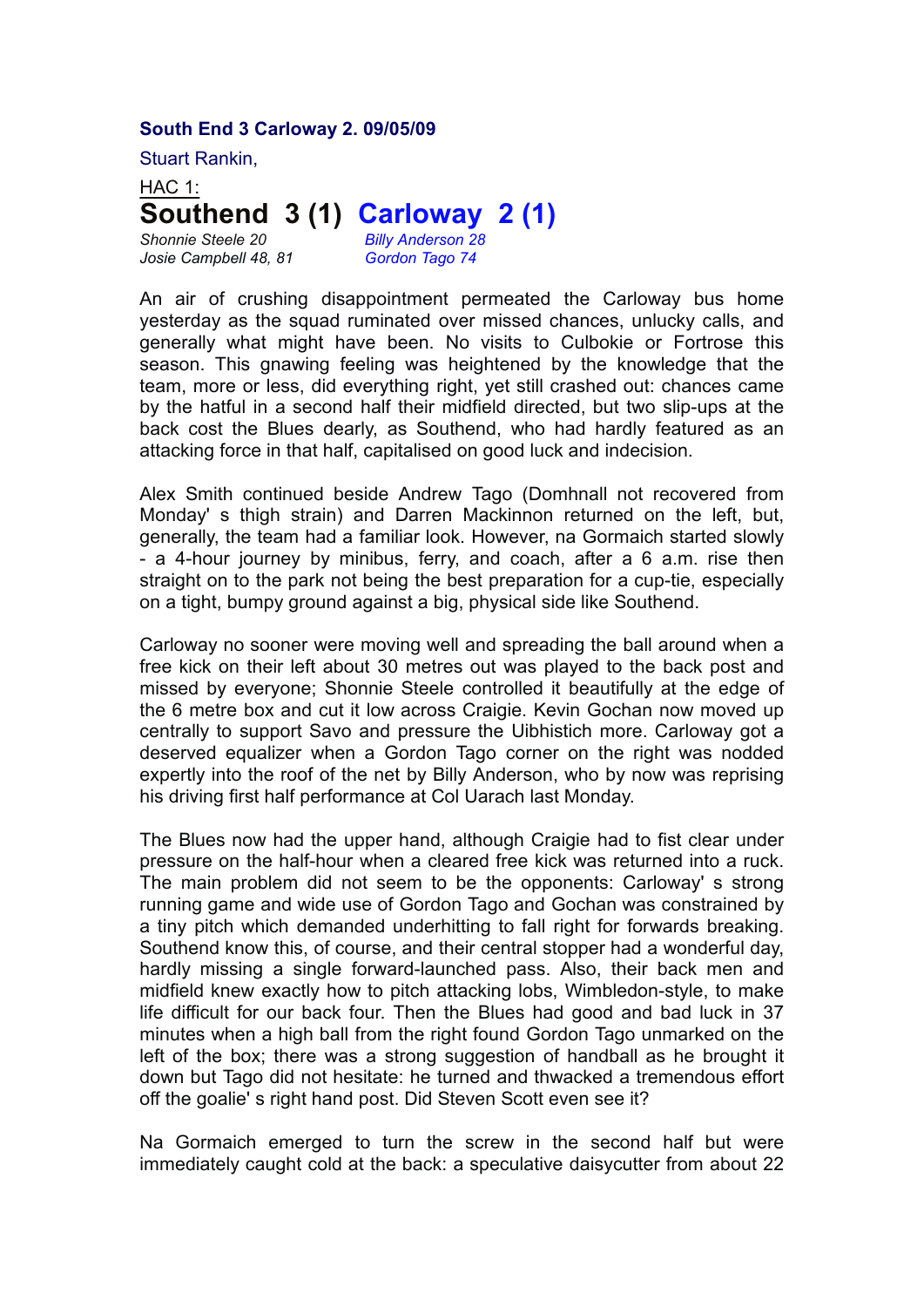**South End 3 Carloway 2. 09/05/09**

Stuart Rankin,

HAC 1:

# Southend 3 (1) Carloway 2 (1)

| | |
|---|---|
| *Shonnie Steele 20* | *Billy Anderson 28* |
| *Josie Campbell 48, 81* | *Gordon Tago 74* |

An air of crushing disappointment permeated the Carloway bus home yesterday as the squad ruminated over missed chances, unlucky calls, and generally what might have been. No visits to Culbokie or Fortrose this season. This gnawing feeling was heightened by the knowledge that the team, more or less, did everything right, yet still crashed out: chances came by the hatful in a second half their midfield directed, but two slip-ups at the back cost the Blues dearly, as Southend, who had hardly featured as an attacking force in that half, capitalised on good luck and indecision.

Alex Smith continued beside Andrew Tago (Domhnall not recovered from Monday' s thigh strain) and Darren Mackinnon returned on the left, but, generally, the team had a familiar look. However, na Gormaich started slowly - a 4-hour journey by minibus, ferry, and coach, after a 6 a.m. rise then straight on to the park not being the best preparation for a cup-tie, especially on a tight, bumpy ground against a big, physical side like Southend.

Carloway no sooner were moving well and spreading the ball around when a free kick on their left about 30 metres out was played to the back post and missed by everyone; Shonnie Steele controlled it beautifully at the edge of the 6 metre box and cut it low across Craigie. Kevin Gochan now moved up centrally to support Savo and pressure the Uibhistich more. Carloway got a deserved equalizer when a Gordon Tago corner on the right was nodded expertly into the roof of the net by Billy Anderson, who by now was reprising his driving first half performance at Col Uarach last Monday.

The Blues now had the upper hand, although Craigie had to fist clear under pressure on the half-hour when a cleared free kick was returned into a ruck. The main problem did not seem to be the opponents: Carloway' s strong running game and wide use of Gordon Tago and Gochan was constrained by a tiny pitch which demanded underhitting to fall right for forwards breaking. Southend know this, of course, and their central stopper had a wonderful day, hardly missing a single forward-launched pass. Also, their back men and midfield knew exactly how to pitch attacking lobs, Wimbledon-style, to make life difficult for our back four. Then the Blues had good and bad luck in 37 minutes when a high ball from the right found Gordon Tago unmarked on the left of the box; there was a strong suggestion of handball as he brought it down but Tago did not hesitate: he turned and thwacked a tremendous effort off the goalie' s right hand post. Did Steven Scott even see it?

Na Gormaich emerged to turn the screw in the second half but were immediately caught cold at the back: a speculative daisycutter from about 22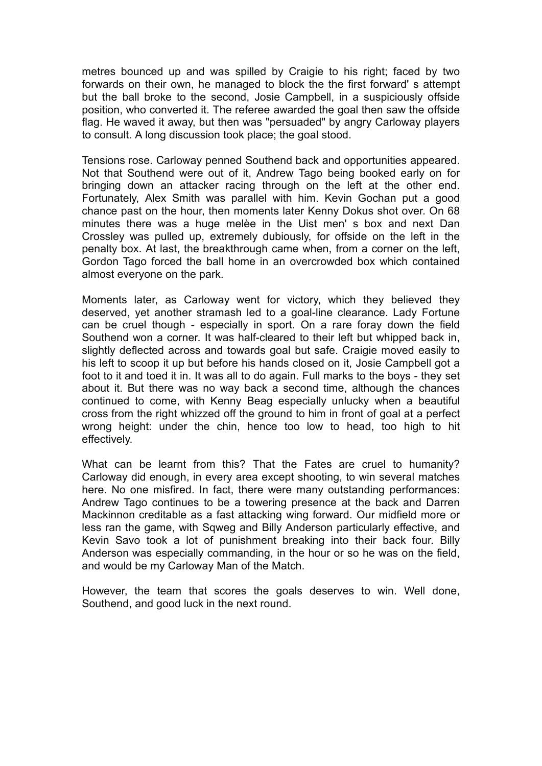metres bounced up and was spilled by Craigie to his right; faced by two forwards on their own, he managed to block the the first forward' s attempt but the ball broke to the second, Josie Campbell, in a suspiciously offside position, who converted it. The referee awarded the goal then saw the offside flag. He waved it away, but then was "persuaded" by angry Carloway players to consult. A long discussion took place; the goal stood.

Tensions rose. Carloway penned Southend back and opportunities appeared. Not that Southend were out of it, Andrew Tago being booked early on for bringing down an attacker racing through on the left at the other end. Fortunately, Alex Smith was parallel with him. Kevin Gochan put a good chance past on the hour, then moments later Kenny Dokus shot over. On 68 minutes there was a huge melèe in the Uist men' s box and next Dan Crossley was pulled up, extremely dubiously, for offside on the left in the penalty box. At last, the breakthrough came when, from a corner on the left, Gordon Tago forced the ball home in an overcrowded box which contained almost everyone on the park.

Moments later, as Carloway went for victory, which they believed they deserved, yet another stramash led to a goal-line clearance. Lady Fortune can be cruel though - especially in sport. On a rare foray down the field Southend won a corner. It was half-cleared to their left but whipped back in, slightly deflected across and towards goal but safe. Craigie moved easily to his left to scoop it up but before his hands closed on it, Josie Campbell got a foot to it and toed it in. It was all to do again. Full marks to the boys - they set about it. But there was no way back a second time, although the chances continued to come, with Kenny Beag especially unlucky when a beautiful cross from the right whizzed off the ground to him in front of goal at a perfect wrong height: under the chin, hence too low to head, too high to hit effectively.

What can be learnt from this? That the Fates are cruel to humanity? Carloway did enough, in every area except shooting, to win several matches here. No one misfired. In fact, there were many outstanding performances: Andrew Tago continues to be a towering presence at the back and Darren Mackinnon creditable as a fast attacking wing forward. Our midfield more or less ran the game, with Sqweg and Billy Anderson particularly effective, and Kevin Savo took a lot of punishment breaking into their back four. Billy Anderson was especially commanding, in the hour or so he was on the field, and would be my Carloway Man of the Match.

However, the team that scores the goals deserves to win. Well done, Southend, and good luck in the next round.